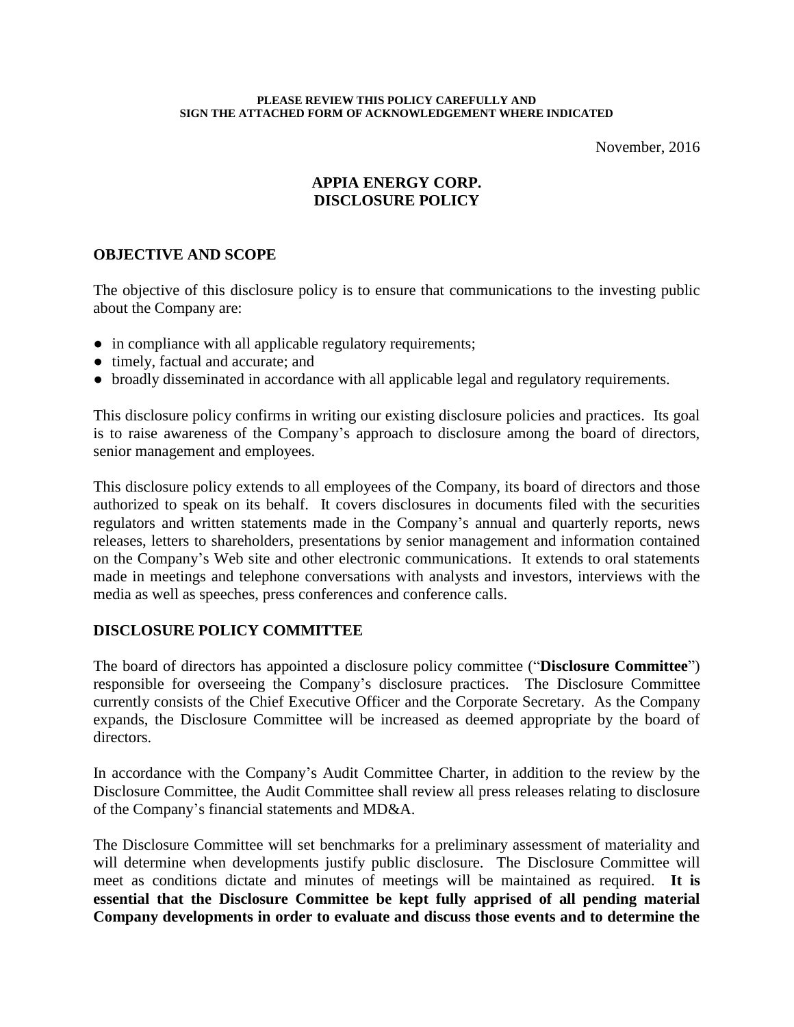**PLEASE REVIEW THIS POLICY CAREFULLY AND SIGN THE ATTACHED FORM OF ACKNOWLEDGEMENT WHERE INDICATED**

November, 2016

# APPIA ENERGY CORP. DISCLOSURE POLICY

## OBJECTIVE AND SCOPE

The objective of this disclosure policy is to ensure that communications to the investing public about the Company are:

- in compliance with all applicable regulatory requirements;
- timely, factual and accurate; and
- broadly disseminated in accordance with all applicable legal and regulatory requirements.

This disclosure policy confirms in writing our existing disclosure policies and practices. Its goal is to raise awareness of the Company's approach to disclosure among the board of directors, senior management and employees.

This disclosure policy extends to all employees of the Company, its board of directors and those authorized to speak on its behalf. It covers disclosures in documents filed with the securities regulators and written statements made in the Company's annual and quarterly reports, news releases, letters to shareholders, presentations by senior management and information contained on the Company's Web site and other electronic communications. It extends to oral statements made in meetings and telephone conversations with analysts and investors, interviews with the media as well as speeches, press conferences and conference calls.

## DISCLOSURE POLICY COMMITTEE

The board of directors has appointed a disclosure policy committee ("**Disclosure Committee**") responsible for overseeing the Company's disclosure practices. The Disclosure Committee currently consists of the Chief Executive Officer and the Corporate Secretary. As the Company expands, the Disclosure Committee will be increased as deemed appropriate by the board of directors.

In accordance with the Company's Audit Committee Charter, in addition to the review by the Disclosure Committee, the Audit Committee shall review all press releases relating to disclosure of the Company's financial statements and MD&A.

The Disclosure Committee will set benchmarks for a preliminary assessment of materiality and will determine when developments justify public disclosure. The Disclosure Committee will meet as conditions dictate and minutes of meetings will be maintained as required. **It is essential that the Disclosure Committee be kept fully apprised of all pending material Company developments in order to evaluate and discuss those events and to determine the**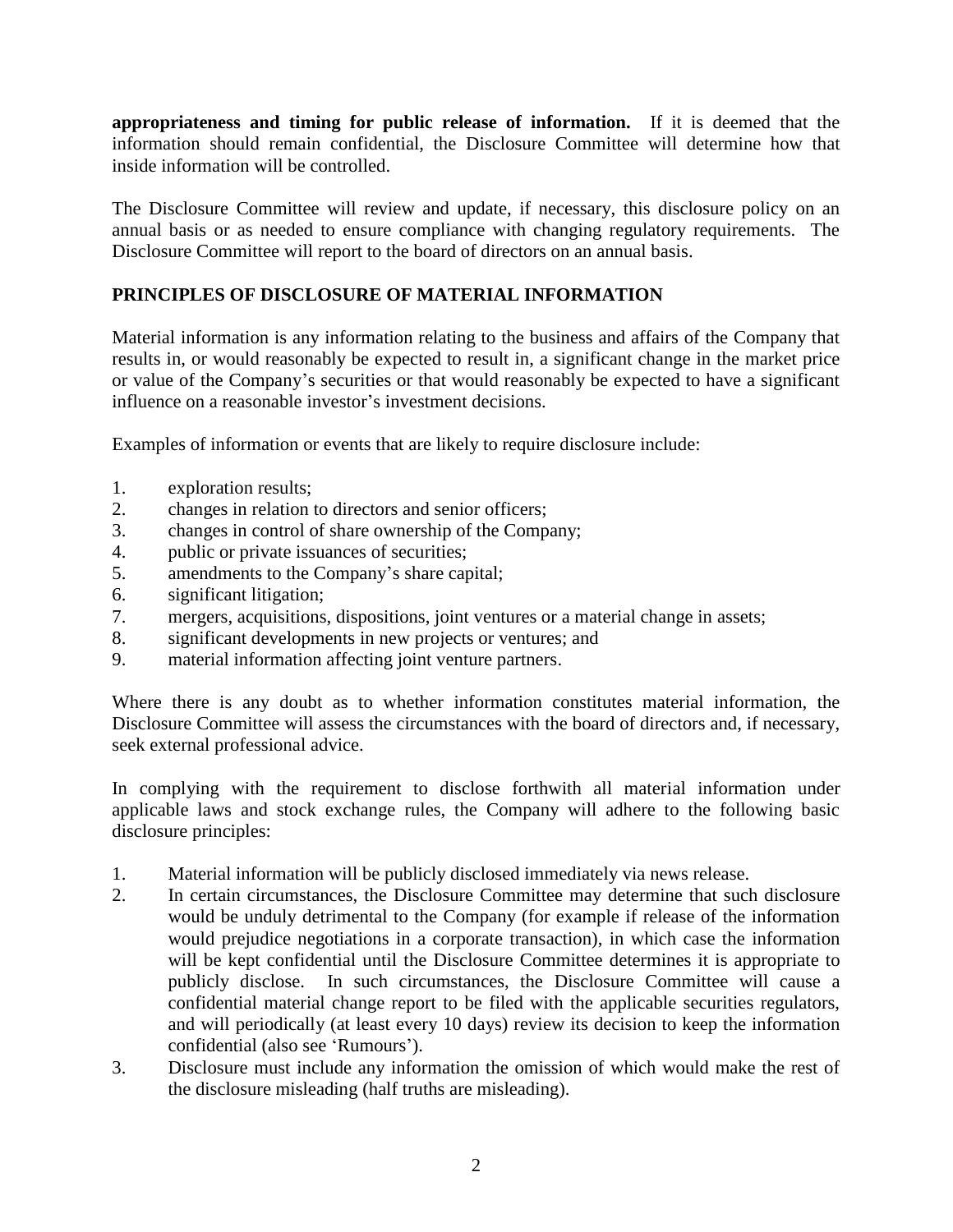**appropriateness and timing for public release of information.** If it is deemed that the information should remain confidential, the Disclosure Committee will determine how that inside information will be controlled.

The Disclosure Committee will review and update, if necessary, this disclosure policy on an annual basis or as needed to ensure compliance with changing regulatory requirements. The Disclosure Committee will report to the board of directors on an annual basis.

## PRINCIPLES OF DISCLOSURE OF MATERIAL INFORMATION

Material information is any information relating to the business and affairs of the Company that results in, or would reasonably be expected to result in, a significant change in the market price or value of the Company's securities or that would reasonably be expected to have a significant influence on a reasonable investor's investment decisions.

Examples of information or events that are likely to require disclosure include:

1. exploration results;
2. changes in relation to directors and senior officers;
3. changes in control of share ownership of the Company;
4. public or private issuances of securities;
5. amendments to the Company's share capital;
6. significant litigation;
7. mergers, acquisitions, dispositions, joint ventures or a material change in assets;
8. significant developments in new projects or ventures; and
9. material information affecting joint venture partners.

Where there is any doubt as to whether information constitutes material information, the Disclosure Committee will assess the circumstances with the board of directors and, if necessary, seek external professional advice.

In complying with the requirement to disclose forthwith all material information under applicable laws and stock exchange rules, the Company will adhere to the following basic disclosure principles:

1. Material information will be publicly disclosed immediately via news release.
2. In certain circumstances, the Disclosure Committee may determine that such disclosure would be unduly detrimental to the Company (for example if release of the information would prejudice negotiations in a corporate transaction), in which case the information will be kept confidential until the Disclosure Committee determines it is appropriate to publicly disclose. In such circumstances, the Disclosure Committee will cause a confidential material change report to be filed with the applicable securities regulators, and will periodically (at least every 10 days) review its decision to keep the information confidential (also see 'Rumours').
3. Disclosure must include any information the omission of which would make the rest of the disclosure misleading (half truths are misleading).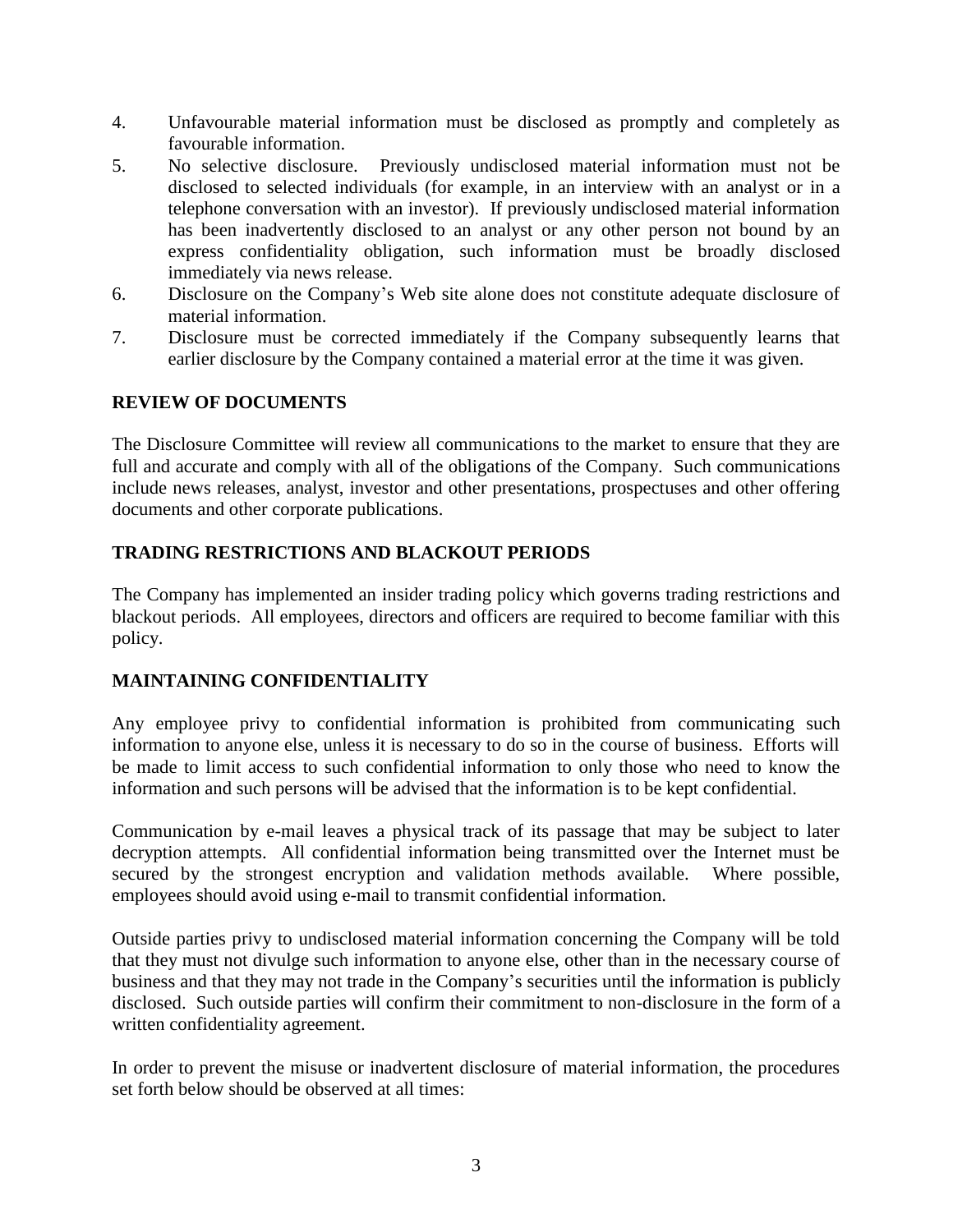4. Unfavourable material information must be disclosed as promptly and completely as favourable information.
5. No selective disclosure. Previously undisclosed material information must not be disclosed to selected individuals (for example, in an interview with an analyst or in a telephone conversation with an investor). If previously undisclosed material information has been inadvertently disclosed to an analyst or any other person not bound by an express confidentiality obligation, such information must be broadly disclosed immediately via news release.
6. Disclosure on the Company's Web site alone does not constitute adequate disclosure of material information.
7. Disclosure must be corrected immediately if the Company subsequently learns that earlier disclosure by the Company contained a material error at the time it was given.

## REVIEW OF DOCUMENTS

The Disclosure Committee will review all communications to the market to ensure that they are full and accurate and comply with all of the obligations of the Company. Such communications include news releases, analyst, investor and other presentations, prospectuses and other offering documents and other corporate publications.

## TRADING RESTRICTIONS AND BLACKOUT PERIODS

The Company has implemented an insider trading policy which governs trading restrictions and blackout periods. All employees, directors and officers are required to become familiar with this policy.

## MAINTAINING CONFIDENTIALITY

Any employee privy to confidential information is prohibited from communicating such information to anyone else, unless it is necessary to do so in the course of business. Efforts will be made to limit access to such confidential information to only those who need to know the information and such persons will be advised that the information is to be kept confidential.

Communication by e-mail leaves a physical track of its passage that may be subject to later decryption attempts. All confidential information being transmitted over the Internet must be secured by the strongest encryption and validation methods available. Where possible, employees should avoid using e-mail to transmit confidential information.

Outside parties privy to undisclosed material information concerning the Company will be told that they must not divulge such information to anyone else, other than in the necessary course of business and that they may not trade in the Company's securities until the information is publicly disclosed. Such outside parties will confirm their commitment to non-disclosure in the form of a written confidentiality agreement.

In order to prevent the misuse or inadvertent disclosure of material information, the procedures set forth below should be observed at all times: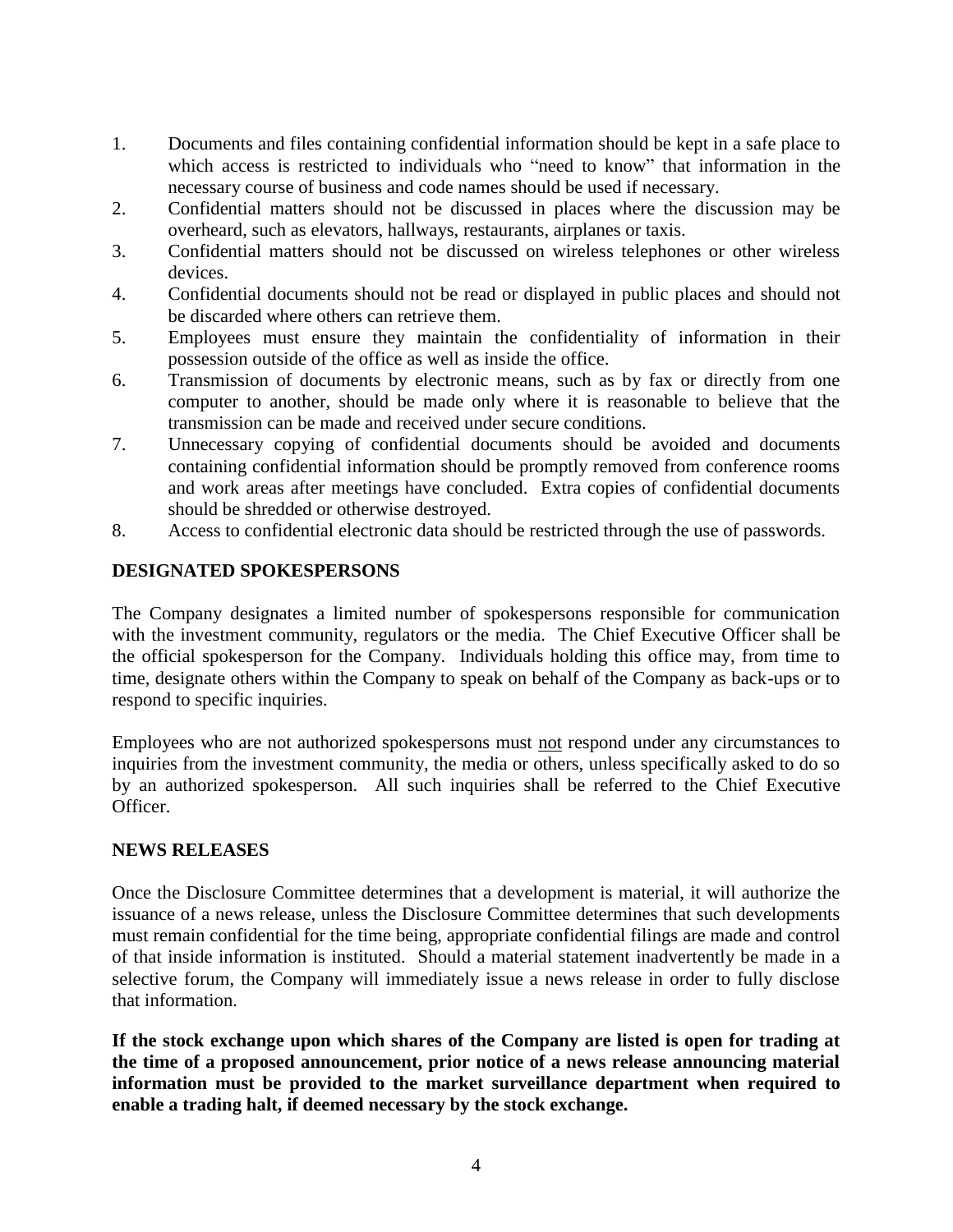1. Documents and files containing confidential information should be kept in a safe place to which access is restricted to individuals who "need to know" that information in the necessary course of business and code names should be used if necessary.
2. Confidential matters should not be discussed in places where the discussion may be overheard, such as elevators, hallways, restaurants, airplanes or taxis.
3. Confidential matters should not be discussed on wireless telephones or other wireless devices.
4. Confidential documents should not be read or displayed in public places and should not be discarded where others can retrieve them.
5. Employees must ensure they maintain the confidentiality of information in their possession outside of the office as well as inside the office.
6. Transmission of documents by electronic means, such as by fax or directly from one computer to another, should be made only where it is reasonable to believe that the transmission can be made and received under secure conditions.
7. Unnecessary copying of confidential documents should be avoided and documents containing confidential information should be promptly removed from conference rooms and work areas after meetings have concluded. Extra copies of confidential documents should be shredded or otherwise destroyed.
8. Access to confidential electronic data should be restricted through the use of passwords.

## DESIGNATED SPOKESPERSONS

The Company designates a limited number of spokespersons responsible for communication with the investment community, regulators or the media. The Chief Executive Officer shall be the official spokesperson for the Company. Individuals holding this office may, from time to time, designate others within the Company to speak on behalf of the Company as back-ups or to respond to specific inquiries.

Employees who are not authorized spokespersons must <u>not</u> respond under any circumstances to inquiries from the investment community, the media or others, unless specifically asked to do so by an authorized spokesperson. All such inquiries shall be referred to the Chief Executive Officer.

## NEWS RELEASES

Once the Disclosure Committee determines that a development is material, it will authorize the issuance of a news release, unless the Disclosure Committee determines that such developments must remain confidential for the time being, appropriate confidential filings are made and control of that inside information is instituted. Should a material statement inadvertently be made in a selective forum, the Company will immediately issue a news release in order to fully disclose that information.

**If the stock exchange upon which shares of the Company are listed is open for trading at the time of a proposed announcement, prior notice of a news release announcing material information must be provided to the market surveillance department when required to enable a trading halt, if deemed necessary by the stock exchange.**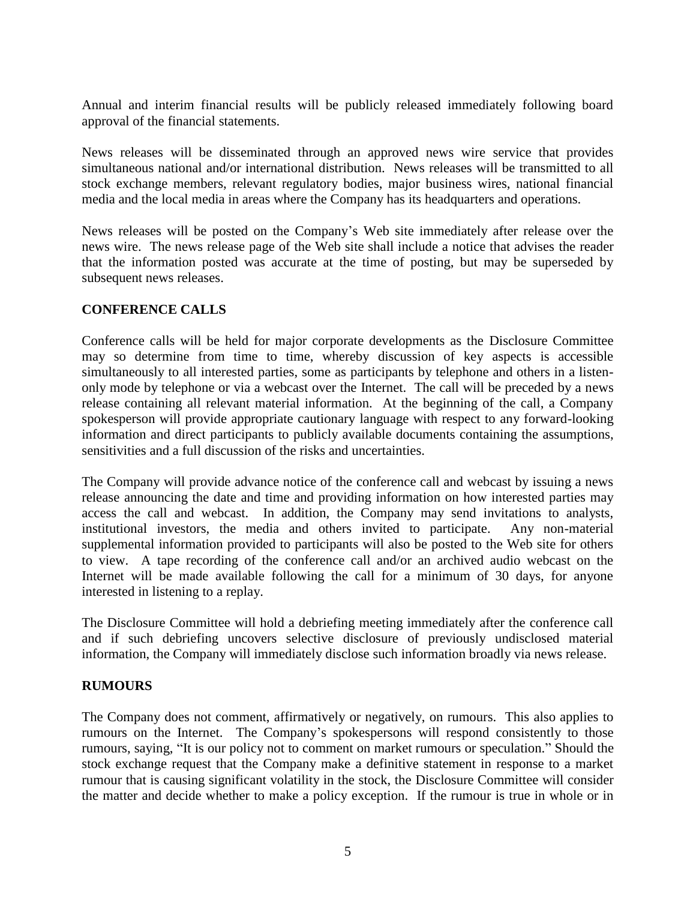Annual and interim financial results will be publicly released immediately following board approval of the financial statements.

News releases will be disseminated through an approved news wire service that provides simultaneous national and/or international distribution. News releases will be transmitted to all stock exchange members, relevant regulatory bodies, major business wires, national financial media and the local media in areas where the Company has its headquarters and operations.

News releases will be posted on the Company's Web site immediately after release over the news wire. The news release page of the Web site shall include a notice that advises the reader that the information posted was accurate at the time of posting, but may be superseded by subsequent news releases.

## CONFERENCE CALLS

Conference calls will be held for major corporate developments as the Disclosure Committee may so determine from time to time, whereby discussion of key aspects is accessible simultaneously to all interested parties, some as participants by telephone and others in a listen-only mode by telephone or via a webcast over the Internet. The call will be preceded by a news release containing all relevant material information. At the beginning of the call, a Company spokesperson will provide appropriate cautionary language with respect to any forward-looking information and direct participants to publicly available documents containing the assumptions, sensitivities and a full discussion of the risks and uncertainties.

The Company will provide advance notice of the conference call and webcast by issuing a news release announcing the date and time and providing information on how interested parties may access the call and webcast. In addition, the Company may send invitations to analysts, institutional investors, the media and others invited to participate. Any non-material supplemental information provided to participants will also be posted to the Web site for others to view. A tape recording of the conference call and/or an archived audio webcast on the Internet will be made available following the call for a minimum of 30 days, for anyone interested in listening to a replay.

The Disclosure Committee will hold a debriefing meeting immediately after the conference call and if such debriefing uncovers selective disclosure of previously undisclosed material information, the Company will immediately disclose such information broadly via news release.

## RUMOURS

The Company does not comment, affirmatively or negatively, on rumours. This also applies to rumours on the Internet. The Company's spokespersons will respond consistently to those rumours, saying, "It is our policy not to comment on market rumours or speculation." Should the stock exchange request that the Company make a definitive statement in response to a market rumour that is causing significant volatility in the stock, the Disclosure Committee will consider the matter and decide whether to make a policy exception. If the rumour is true in whole or in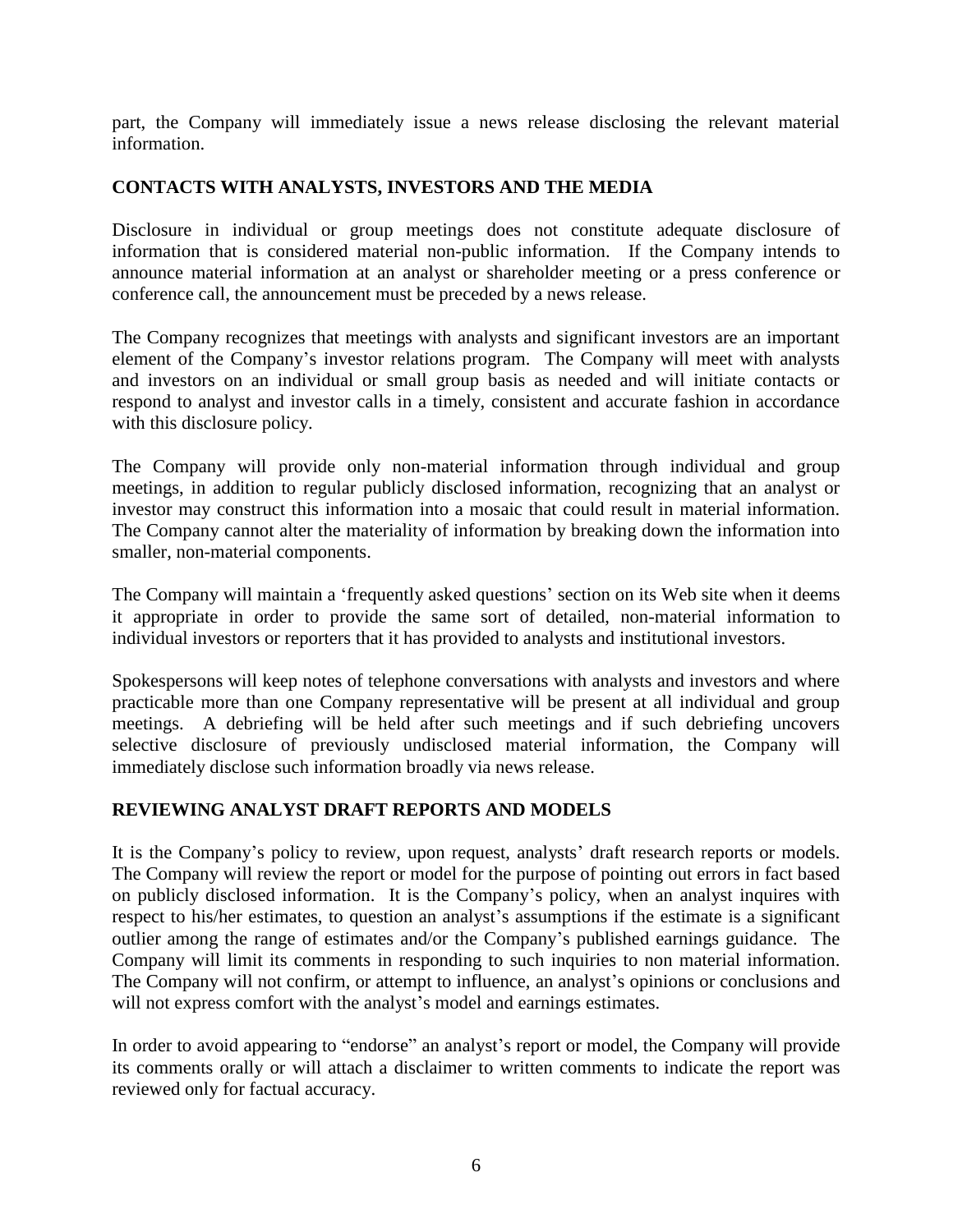part, the Company will immediately issue a news release disclosing the relevant material information.

## CONTACTS WITH ANALYSTS, INVESTORS AND THE MEDIA

Disclosure in individual or group meetings does not constitute adequate disclosure of information that is considered material non-public information. If the Company intends to announce material information at an analyst or shareholder meeting or a press conference or conference call, the announcement must be preceded by a news release.

The Company recognizes that meetings with analysts and significant investors are an important element of the Company's investor relations program. The Company will meet with analysts and investors on an individual or small group basis as needed and will initiate contacts or respond to analyst and investor calls in a timely, consistent and accurate fashion in accordance with this disclosure policy.

The Company will provide only non-material information through individual and group meetings, in addition to regular publicly disclosed information, recognizing that an analyst or investor may construct this information into a mosaic that could result in material information. The Company cannot alter the materiality of information by breaking down the information into smaller, non-material components.

The Company will maintain a 'frequently asked questions' section on its Web site when it deems it appropriate in order to provide the same sort of detailed, non-material information to individual investors or reporters that it has provided to analysts and institutional investors.

Spokespersons will keep notes of telephone conversations with analysts and investors and where practicable more than one Company representative will be present at all individual and group meetings. A debriefing will be held after such meetings and if such debriefing uncovers selective disclosure of previously undisclosed material information, the Company will immediately disclose such information broadly via news release.

## REVIEWING ANALYST DRAFT REPORTS AND MODELS

It is the Company's policy to review, upon request, analysts' draft research reports or models. The Company will review the report or model for the purpose of pointing out errors in fact based on publicly disclosed information. It is the Company's policy, when an analyst inquires with respect to his/her estimates, to question an analyst's assumptions if the estimate is a significant outlier among the range of estimates and/or the Company's published earnings guidance. The Company will limit its comments in responding to such inquiries to non material information. The Company will not confirm, or attempt to influence, an analyst's opinions or conclusions and will not express comfort with the analyst's model and earnings estimates.

In order to avoid appearing to "endorse" an analyst's report or model, the Company will provide its comments orally or will attach a disclaimer to written comments to indicate the report was reviewed only for factual accuracy.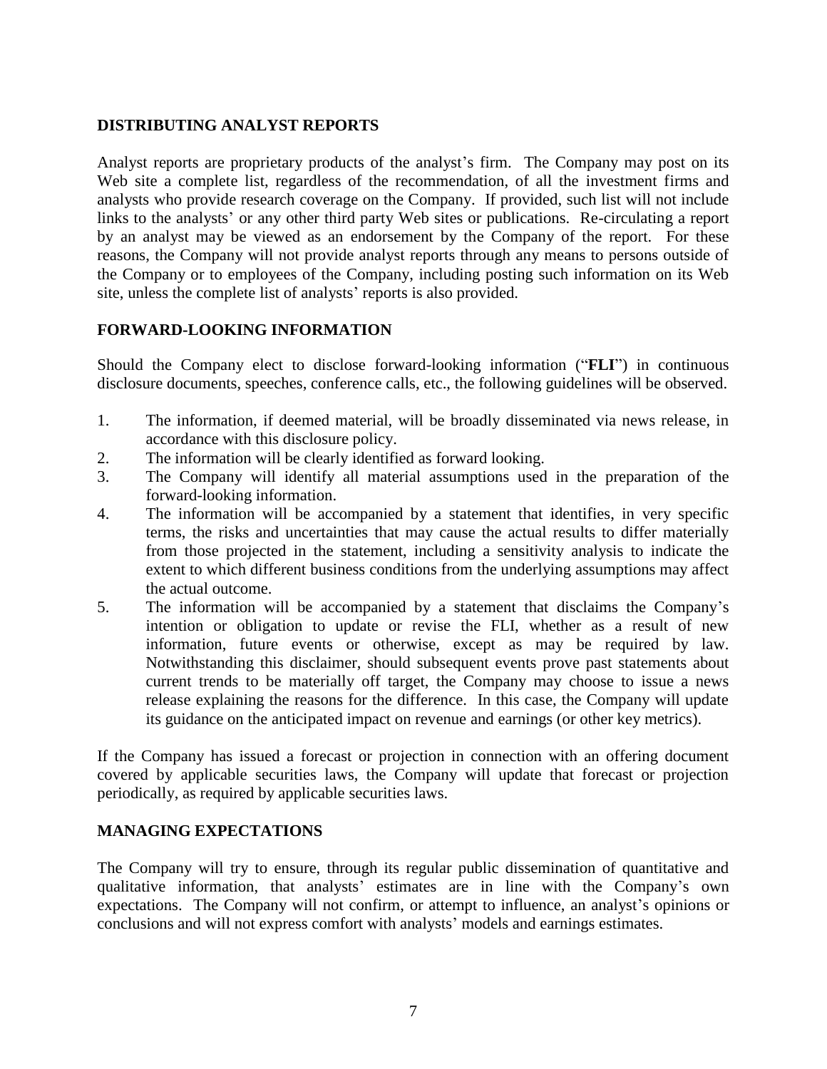## DISTRIBUTING ANALYST REPORTS

Analyst reports are proprietary products of the analyst's firm. The Company may post on its Web site a complete list, regardless of the recommendation, of all the investment firms and analysts who provide research coverage on the Company. If provided, such list will not include links to the analysts' or any other third party Web sites or publications. Re-circulating a report by an analyst may be viewed as an endorsement by the Company of the report. For these reasons, the Company will not provide analyst reports through any means to persons outside of the Company or to employees of the Company, including posting such information on its Web site, unless the complete list of analysts' reports is also provided.

## FORWARD-LOOKING INFORMATION

Should the Company elect to disclose forward-looking information ("**FLI**") in continuous disclosure documents, speeches, conference calls, etc., the following guidelines will be observed.

1. The information, if deemed material, will be broadly disseminated via news release, in accordance with this disclosure policy.
2. The information will be clearly identified as forward looking.
3. The Company will identify all material assumptions used in the preparation of the forward-looking information.
4. The information will be accompanied by a statement that identifies, in very specific terms, the risks and uncertainties that may cause the actual results to differ materially from those projected in the statement, including a sensitivity analysis to indicate the extent to which different business conditions from the underlying assumptions may affect the actual outcome.
5. The information will be accompanied by a statement that disclaims the Company's intention or obligation to update or revise the FLI, whether as a result of new information, future events or otherwise, except as may be required by law. Notwithstanding this disclaimer, should subsequent events prove past statements about current trends to be materially off target, the Company may choose to issue a news release explaining the reasons for the difference. In this case, the Company will update its guidance on the anticipated impact on revenue and earnings (or other key metrics).

If the Company has issued a forecast or projection in connection with an offering document covered by applicable securities laws, the Company will update that forecast or projection periodically, as required by applicable securities laws.

## MANAGING EXPECTATIONS

The Company will try to ensure, through its regular public dissemination of quantitative and qualitative information, that analysts' estimates are in line with the Company's own expectations. The Company will not confirm, or attempt to influence, an analyst's opinions or conclusions and will not express comfort with analysts' models and earnings estimates.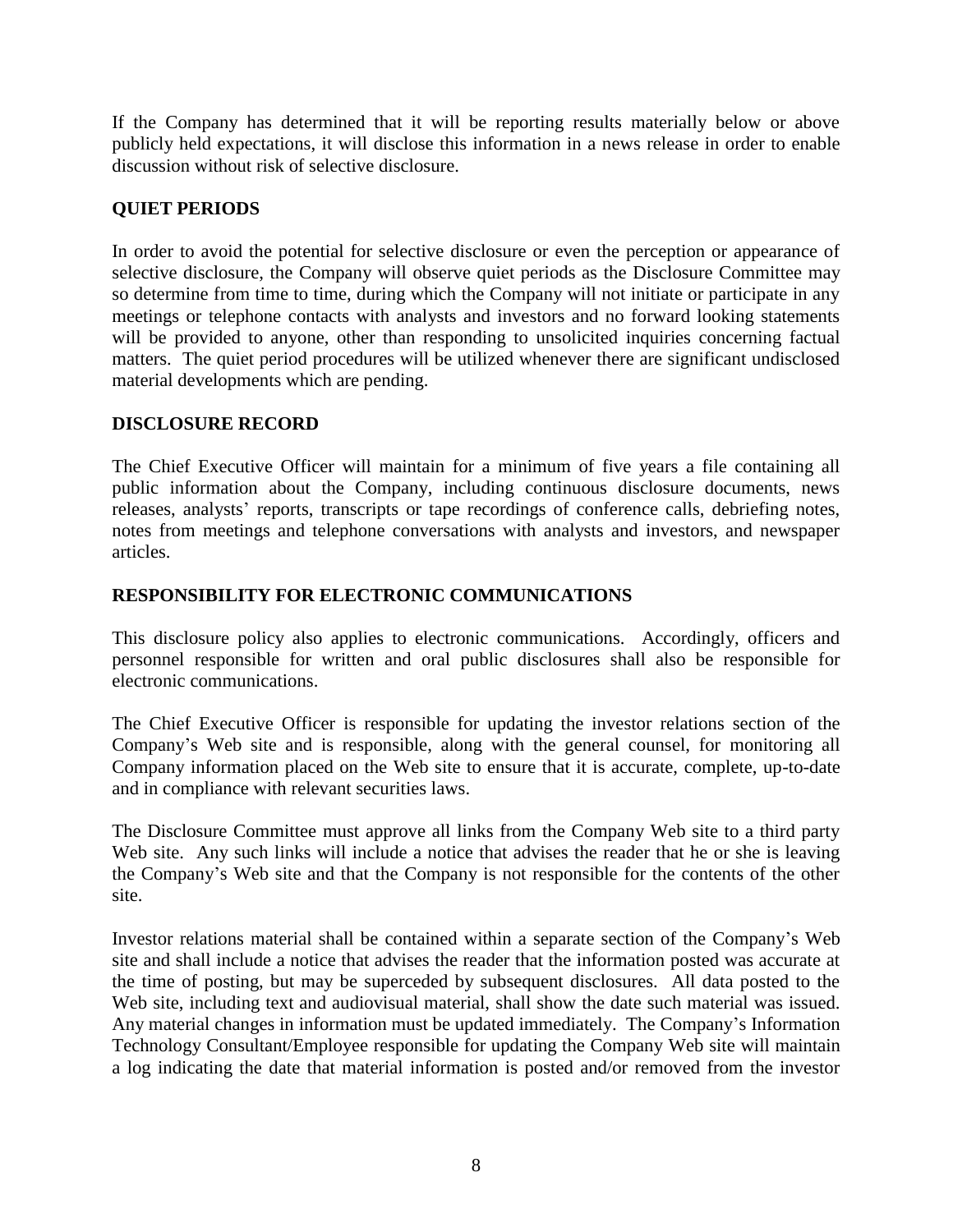If the Company has determined that it will be reporting results materially below or above publicly held expectations, it will disclose this information in a news release in order to enable discussion without risk of selective disclosure.

## QUIET PERIODS

In order to avoid the potential for selective disclosure or even the perception or appearance of selective disclosure, the Company will observe quiet periods as the Disclosure Committee may so determine from time to time, during which the Company will not initiate or participate in any meetings or telephone contacts with analysts and investors and no forward looking statements will be provided to anyone, other than responding to unsolicited inquiries concerning factual matters. The quiet period procedures will be utilized whenever there are significant undisclosed material developments which are pending.

## DISCLOSURE RECORD

The Chief Executive Officer will maintain for a minimum of five years a file containing all public information about the Company, including continuous disclosure documents, news releases, analysts' reports, transcripts or tape recordings of conference calls, debriefing notes, notes from meetings and telephone conversations with analysts and investors, and newspaper articles.

## RESPONSIBILITY FOR ELECTRONIC COMMUNICATIONS

This disclosure policy also applies to electronic communications. Accordingly, officers and personnel responsible for written and oral public disclosures shall also be responsible for electronic communications.

The Chief Executive Officer is responsible for updating the investor relations section of the Company's Web site and is responsible, along with the general counsel, for monitoring all Company information placed on the Web site to ensure that it is accurate, complete, up-to-date and in compliance with relevant securities laws.

The Disclosure Committee must approve all links from the Company Web site to a third party Web site. Any such links will include a notice that advises the reader that he or she is leaving the Company's Web site and that the Company is not responsible for the contents of the other site.

Investor relations material shall be contained within a separate section of the Company's Web site and shall include a notice that advises the reader that the information posted was accurate at the time of posting, but may be superceded by subsequent disclosures. All data posted to the Web site, including text and audiovisual material, shall show the date such material was issued. Any material changes in information must be updated immediately. The Company's Information Technology Consultant/Employee responsible for updating the Company Web site will maintain a log indicating the date that material information is posted and/or removed from the investor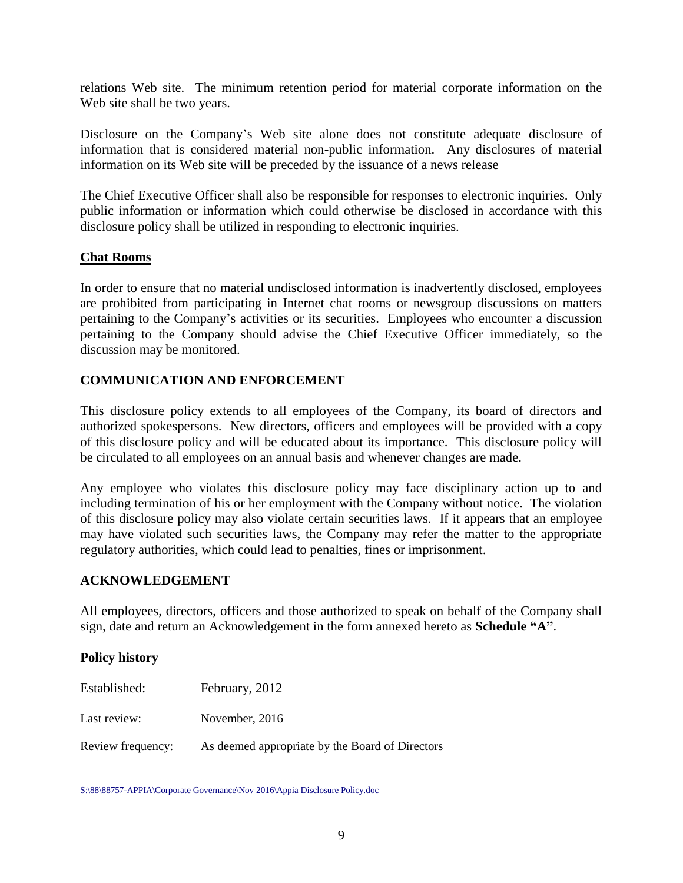relations Web site. The minimum retention period for material corporate information on the Web site shall be two years.

Disclosure on the Company's Web site alone does not constitute adequate disclosure of information that is considered material non-public information. Any disclosures of material information on its Web site will be preceded by the issuance of a news release

The Chief Executive Officer shall also be responsible for responses to electronic inquiries. Only public information or information which could otherwise be disclosed in accordance with this disclosure policy shall be utilized in responding to electronic inquiries.

**Chat Rooms**

In order to ensure that no material undisclosed information is inadvertently disclosed, employees are prohibited from participating in Internet chat rooms or newsgroup discussions on matters pertaining to the Company's activities or its securities. Employees who encounter a discussion pertaining to the Company should advise the Chief Executive Officer immediately, so the discussion may be monitored.

## COMMUNICATION AND ENFORCEMENT

This disclosure policy extends to all employees of the Company, its board of directors and authorized spokespersons. New directors, officers and employees will be provided with a copy of this disclosure policy and will be educated about its importance. This disclosure policy will be circulated to all employees on an annual basis and whenever changes are made.

Any employee who violates this disclosure policy may face disciplinary action up to and including termination of his or her employment with the Company without notice. The violation of this disclosure policy may also violate certain securities laws. If it appears that an employee may have violated such securities laws, the Company may refer the matter to the appropriate regulatory authorities, which could lead to penalties, fines or imprisonment.

## ACKNOWLEDGEMENT

All employees, directors, officers and those authorized to speak on behalf of the Company shall sign, date and return an Acknowledgement in the form annexed hereto as **Schedule "A"**.

### Policy history

| | |
|---|---|
| Established: | February, 2012 |
| Last review: | November, 2016 |
| Review frequency: | As deemed appropriate by the Board of Directors |

S:\88\88757-APPIA\Corporate Governance\Nov 2016\Appia Disclosure Policy.doc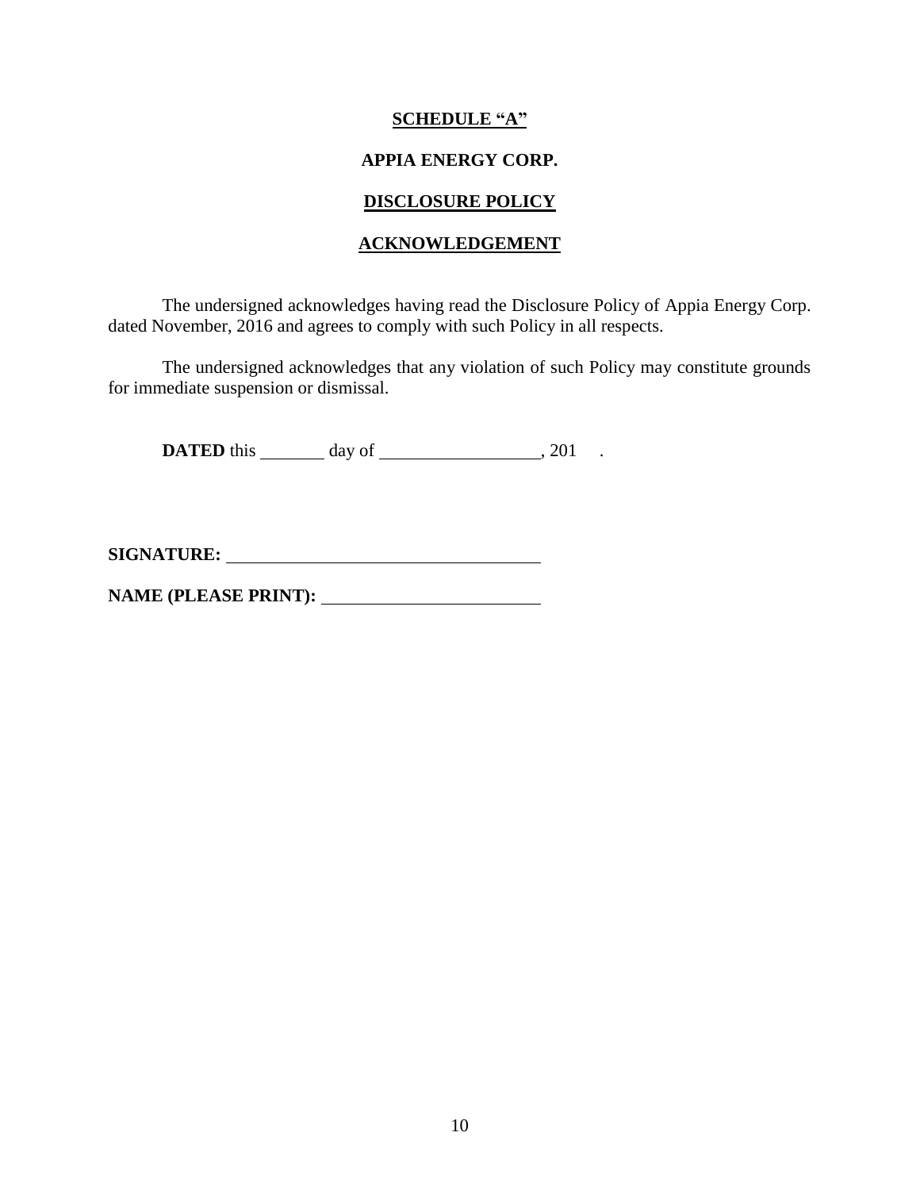**SCHEDULE “A”**

**APPIA ENERGY CORP.**

**DISCLOSURE POLICY**

**ACKNOWLEDGEMENT**

The undersigned acknowledges having read the Disclosure Policy of Appia Energy Corp. dated November, 2016 and agrees to comply with such Policy in all respects.

The undersigned acknowledges that any violation of such Policy may constitute grounds for immediate suspension or dismissal.

**DATED** this ________ day of ____________________, 201 .

**SIGNATURE:** ______________________________________

**NAME (PLEASE PRINT):** ___________________________